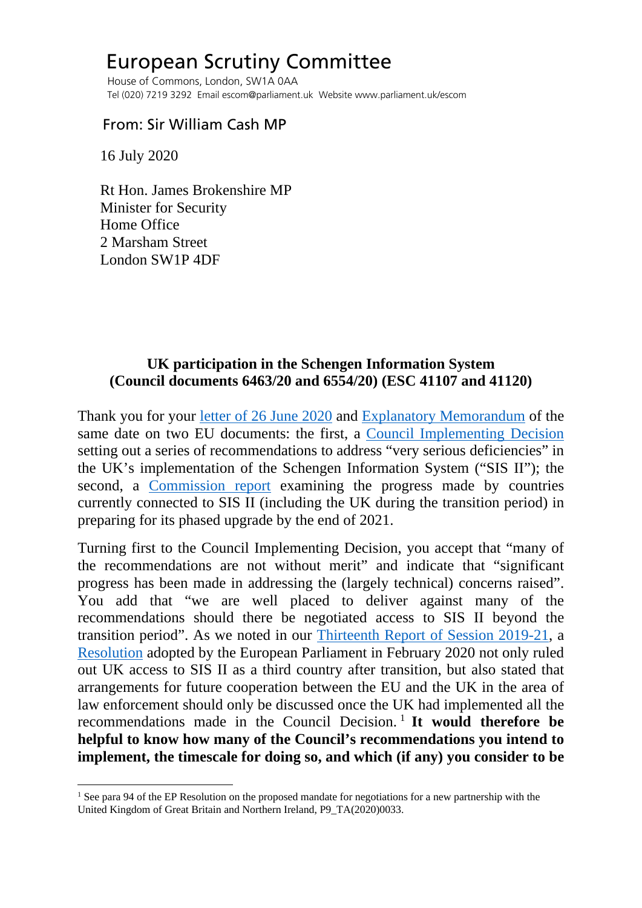# European Scrutiny Committee

House of Commons, London, SW1A 0AA
Tel (020) 7219 3292 Email escom@parliament.uk Website www.parliament.uk/escom

From: Sir William Cash MP

16 July 2020

Rt Hon. James Brokenshire MP
Minister for Security
Home Office
2 Marsham Street
London SW1P 4DF

**UK participation in the Schengen Information System (Council documents 6463/20 and 6554/20) (ESC 41107 and 41120)**

Thank you for your letter of 26 June 2020 and Explanatory Memorandum of the same date on two EU documents: the first, a Council Implementing Decision setting out a series of recommendations to address "very serious deficiencies" in the UK's implementation of the Schengen Information System ("SIS II"); the second, a Commission report examining the progress made by countries currently connected to SIS II (including the UK during the transition period) in preparing for its phased upgrade by the end of 2021.

Turning first to the Council Implementing Decision, you accept that "many of the recommendations are not without merit" and indicate that "significant progress has been made in addressing the (largely technical) concerns raised". You add that "we are well placed to deliver against many of the recommendations should there be negotiated access to SIS II beyond the transition period". As we noted in our Thirteenth Report of Session 2019-21, a Resolution adopted by the European Parliament in February 2020 not only ruled out UK access to SIS II as a third country after transition, but also stated that arrangements for future cooperation between the EU and the UK in the area of law enforcement should only be discussed once the UK had implemented all the recommendations made in the Council Decision.[1] **It would therefore be helpful to know how many of the Council's recommendations you intend to implement, the timescale for doing so, and which (if any) you consider to be**

[1] See para 94 of the EP Resolution on the proposed mandate for negotiations for a new partnership with the United Kingdom of Great Britain and Northern Ireland, P9_TA(2020)0033.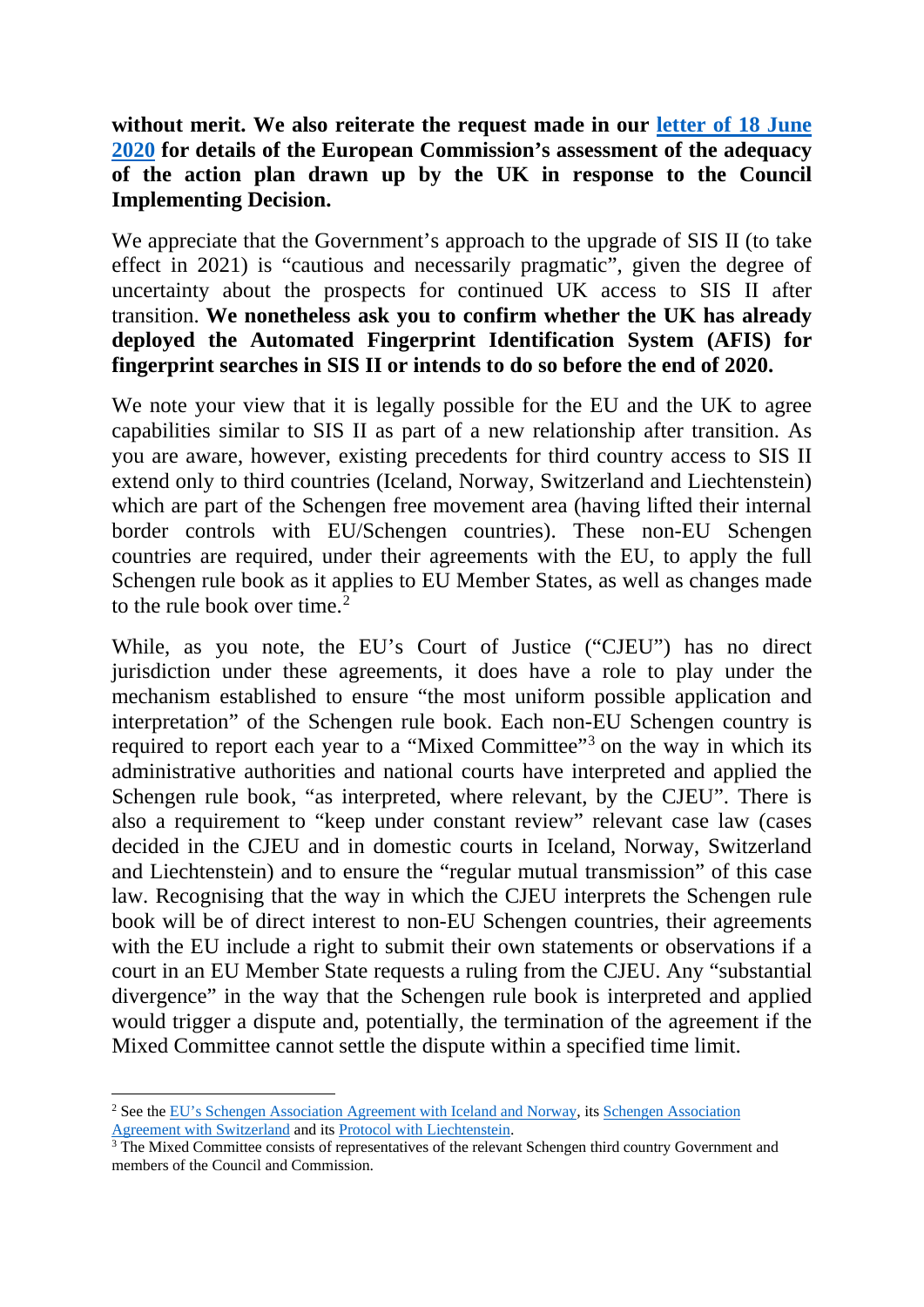**without merit. We also reiterate the request made in our letter of 18 June 2020 for details of the European Commission's assessment of the adequacy of the action plan drawn up by the UK in response to the Council Implementing Decision.**

We appreciate that the Government's approach to the upgrade of SIS II (to take effect in 2021) is "cautious and necessarily pragmatic", given the degree of uncertainty about the prospects for continued UK access to SIS II after transition. **We nonetheless ask you to confirm whether the UK has already deployed the Automated Fingerprint Identification System (AFIS) for fingerprint searches in SIS II or intends to do so before the end of 2020.**

We note your view that it is legally possible for the EU and the UK to agree capabilities similar to SIS II as part of a new relationship after transition. As you are aware, however, existing precedents for third country access to SIS II extend only to third countries (Iceland, Norway, Switzerland and Liechtenstein) which are part of the Schengen free movement area (having lifted their internal border controls with EU/Schengen countries). These non-EU Schengen countries are required, under their agreements with the EU, to apply the full Schengen rule book as it applies to EU Member States, as well as changes made to the rule book over time.[2]

While, as you note, the EU's Court of Justice ("CJEU") has no direct jurisdiction under these agreements, it does have a role to play under the mechanism established to ensure "the most uniform possible application and interpretation" of the Schengen rule book. Each non-EU Schengen country is required to report each year to a "Mixed Committee"[3] on the way in which its administrative authorities and national courts have interpreted and applied the Schengen rule book, "as interpreted, where relevant, by the CJEU". There is also a requirement to "keep under constant review" relevant case law (cases decided in the CJEU and in domestic courts in Iceland, Norway, Switzerland and Liechtenstein) and to ensure the "regular mutual transmission" of this case law. Recognising that the way in which the CJEU interprets the Schengen rule book will be of direct interest to non-EU Schengen countries, their agreements with the EU include a right to submit their own statements or observations if a court in an EU Member State requests a ruling from the CJEU. Any "substantial divergence" in the way that the Schengen rule book is interpreted and applied would trigger a dispute and, potentially, the termination of the agreement if the Mixed Committee cannot settle the dispute within a specified time limit.

---

[2] See the EU's Schengen Association Agreement with Iceland and Norway, its Schengen Association Agreement with Switzerland and its Protocol with Liechtenstein.

[3] The Mixed Committee consists of representatives of the relevant Schengen third country Government and members of the Council and Commission.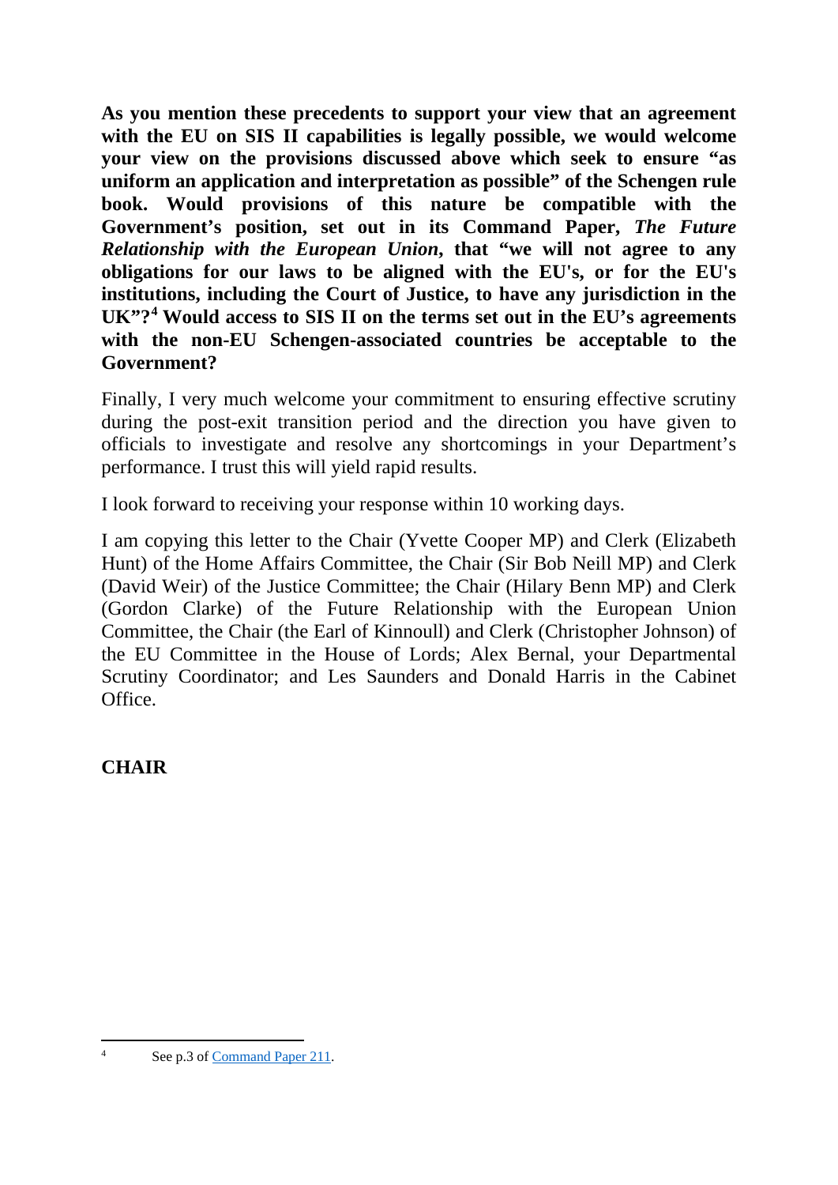**As you mention these precedents to support your view that an agreement with the EU on SIS II capabilities is legally possible, we would welcome your view on the provisions discussed above which seek to ensure "as uniform an application and interpretation as possible" of the Schengen rule book. Would provisions of this nature be compatible with the Government's position, set out in its Command Paper, *The Future Relationship with the European Union*, that "we will not agree to any obligations for our laws to be aligned with the EU's, or for the EU's institutions, including the Court of Justice, to have any jurisdiction in the UK"?[4] Would access to SIS II on the terms set out in the EU's agreements with the non-EU Schengen-associated countries be acceptable to the Government?**

Finally, I very much welcome your commitment to ensuring effective scrutiny during the post-exit transition period and the direction you have given to officials to investigate and resolve any shortcomings in your Department's performance. I trust this will yield rapid results.

I look forward to receiving your response within 10 working days.

I am copying this letter to the Chair (Yvette Cooper MP) and Clerk (Elizabeth Hunt) of the Home Affairs Committee, the Chair (Sir Bob Neill MP) and Clerk (David Weir) of the Justice Committee; the Chair (Hilary Benn MP) and Clerk (Gordon Clarke) of the Future Relationship with the European Union Committee, the Chair (the Earl of Kinnoull) and Clerk (Christopher Johnson) of the EU Committee in the House of Lords; Alex Bernal, your Departmental Scrutiny Coordinator; and Les Saunders and Donald Harris in the Cabinet Office.

**CHAIR**

---

[4] See p.3 of Command Paper 211.